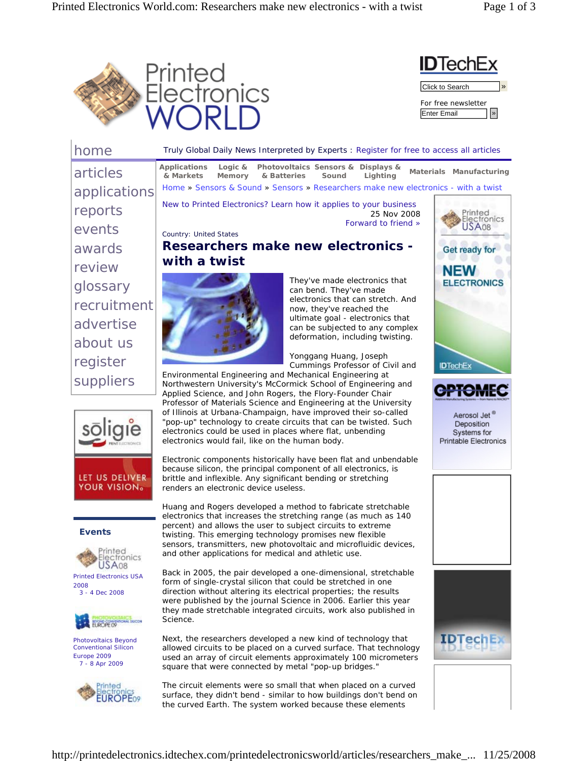Home » Sensors & Sound » Sensors » Researchers make new electronics - with a twist

New to Printed Electronics? Learn how it applies to your business

25 Nov 2008

Forward to friend »

Country: United States

# Researchers make new electronics - with a twist

They've made electronics that can bend. They've made electronics that can stretch. And now, they've reached the ultimate goal - electronics that can be subjected to any complex deformation, including twisting.

Yonggang Huang, Joseph Cummings Professor of Civil and Environmental Engineering and Mechanical Engineering at Northwestern University's McCormick School of Engineering and Applied Science, and John Rogers, the Flory-Founder Chair Professor of Materials Science and Engineering at the University of Illinois at Urbana-Champaign, have improved their so-called "pop-up" technology to create circuits that can be twisted. Such electronics could be used in places where flat, unbending electronics would fail, like on the human body.

Electronic components historically have been flat and unbendable because silicon, the principal component of all electronics, is brittle and inflexible. Any significant bending or stretching renders an electronic device useless.

Huang and Rogers developed a method to fabricate stretchable electronics that increases the stretching range (as much as 140 percent) and allows the user to subject circuits to extreme twisting. This emerging technology promises new flexible sensors, transmitters, new photovoltaic and microfluidic devices, and other applications for medical and athletic use.

Back in 2005, the pair developed a one-dimensional, stretchable form of single-crystal silicon that could be stretched in one direction without altering its electrical properties; the results were published by the journal Science in 2006. Earlier this year they made stretchable integrated circuits, work also published in Science.

Next, the researchers developed a new kind of technology that allowed circuits to be placed on a curved surface. That technology used an array of circuit elements approximately 100 micrometers square that were connected by metal "pop-up bridges."

The circuit elements were so small that when placed on a curved surface, they didn't bend - similar to how buildings don't bend on the curved Earth. The system worked because these elements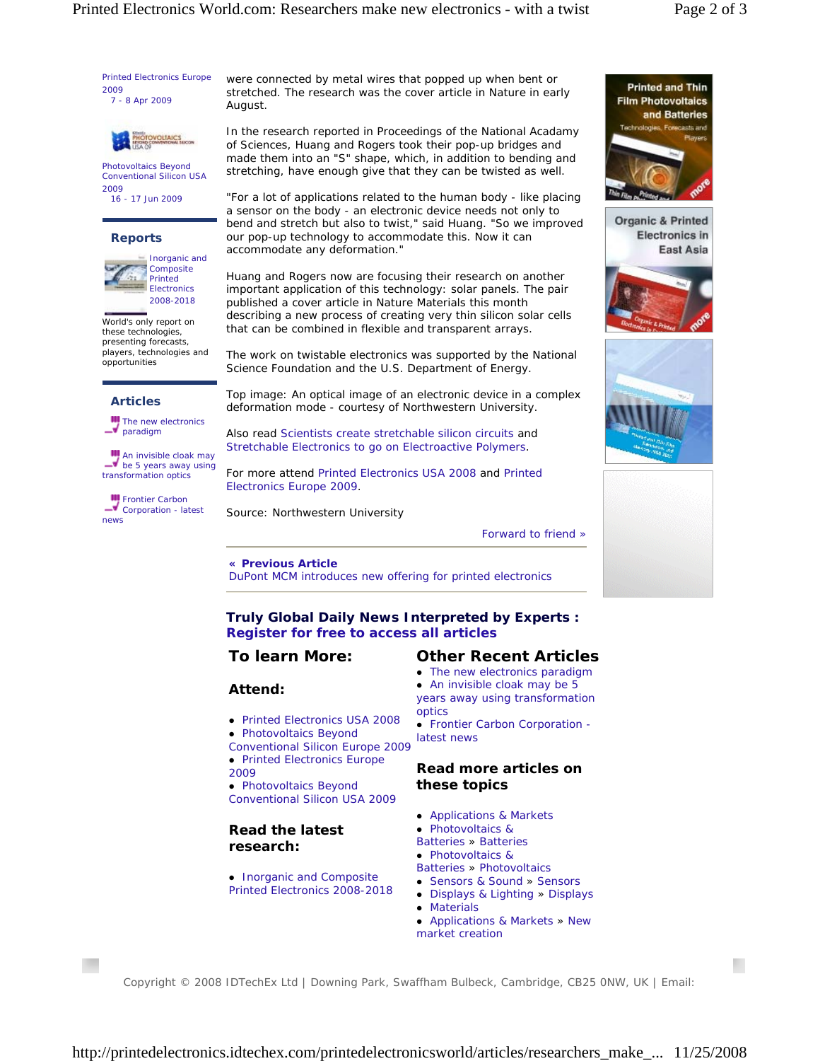Printed Electronics Europe 2009
7 - 8 Apr 2009

Photovoltaics Beyond Conventional Silicon USA 2009
16 - 17 Jun 2009

## Reports

Inorganic and Composite Printed Electronics 2008-2018

World's only report on these technologies, presenting forecasts, players, technologies and opportunities

## Articles

The new electronics paradigm

An invisible cloak may be 5 years away using transformation optics

Frontier Carbon Corporation - latest news

were connected by metal wires that popped up when bent or stretched. The research was the cover article in Nature in early August.

In the research reported in Proceedings of the National Acadamy of Sciences, Huang and Rogers took their pop-up bridges and made them into an "S" shape, which, in addition to bending and stretching, have enough give that they can be twisted as well.

"For a lot of applications related to the human body - like placing a sensor on the body - an electronic device needs not only to bend and stretch but also to twist," said Huang. "So we improved our pop-up technology to accommodate this. Now it can accommodate any deformation."

Huang and Rogers now are focusing their research on another important application of this technology: solar panels. The pair published a cover article in Nature Materials this month describing a new process of creating very thin silicon solar cells that can be combined in flexible and transparent arrays.

The work on twistable electronics was supported by the National Science Foundation and the U.S. Department of Energy.

Top image: An optical image of an electronic device in a complex deformation mode - courtesy of Northwestern University.

Also read Scientists create stretchable silicon circuits and Stretchable Electronics to go on Electroactive Polymers.

For more attend Printed Electronics USA 2008 and Printed Electronics Europe 2009.

Source: Northwestern University

Forward to friend »

**« Previous Article**
DuPont MCM introduces new offering for printed electronics

**Truly Global Daily News Interpreted by Experts :**
**Register for free to access all articles**

## To learn More:

### Attend:

- Printed Electronics USA 2008
- Photovoltaics Beyond Conventional Silicon Europe 2009
- Printed Electronics Europe 2009
- Photovoltaics Beyond Conventional Silicon USA 2009

### Read the latest research:

- Inorganic and Composite Printed Electronics 2008-2018

## Other Recent Articles

- The new electronics paradigm
- An invisible cloak may be 5 years away using transformation optics
- Frontier Carbon Corporation - latest news

### Read more articles on these topics

- Applications & Markets
- Photovoltaics & Batteries » Batteries
- Photovoltaics & Batteries » Photovoltaics
- Sensors & Sound » Sensors
- Displays & Lighting » Displays
- Materials
- Applications & Markets » New market creation

Printed and Thin Film Photovoltaics and Batteries — Technologies, Forecasts and Players — more

Organic & Printed Electronics in East Asia — more

Copyright © 2008 IDTechEx Ltd | Downing Park, Swaffham Bulbeck, Cambridge, CB25 0NW, UK | Email: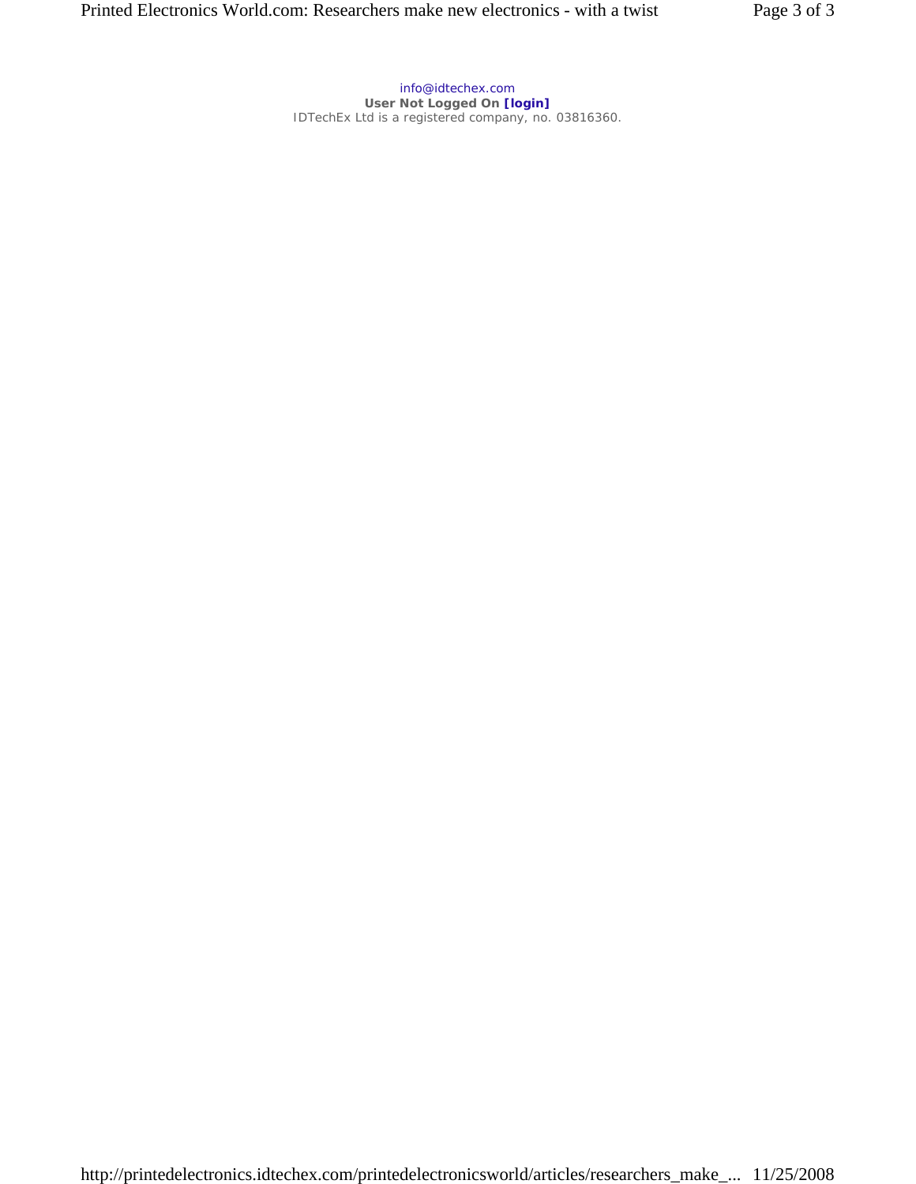info@idtechex.com

**User Not Logged On [login]**

IDTechEx Ltd is a registered company, no. 03816360.